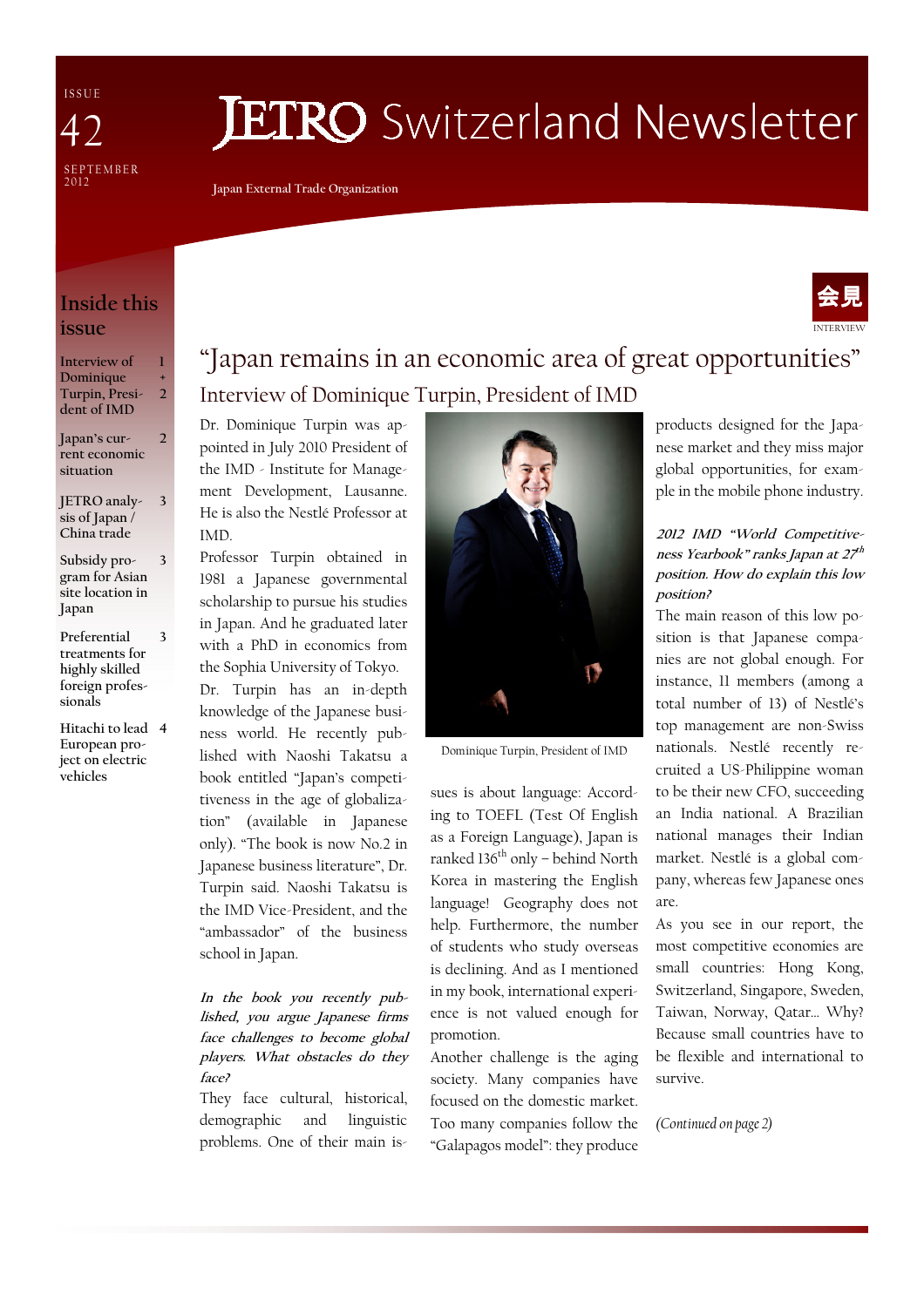ISSUE 42

SEPTEMBER 2012

# JETRO Switzerland Newsletter

Japan External Trade Organization

## Inside this issue

| | |
|---|---|
| Interview of Dominique Turpin, President of IMD | 1 + 2 |
| Japan's current economic situation | 2 |
| JETRO analysis of Japan / China trade | 3 |
| Subsidy program for Asian site location in Japan | 3 |
| Preferential treatments for highly skilled foreign professionals | 3 |
| Hitachi to lead European project on electric vehicles | 4 |

会見 INTERVIEW

# "Japan remains in an economic area of great opportunities"

## Interview of Dominique Turpin, President of IMD

Dr. Dominique Turpin was appointed in July 2010 President of the IMD - Institute for Management Development, Lausanne. He is also the Nestlé Professor at IMD.

Professor Turpin obtained in 1981 a Japanese governmental scholarship to pursue his studies in Japan. And he graduated later with a PhD in economics from the Sophia University of Tokyo.

Dr. Turpin has an in-depth knowledge of the Japanese business world. He recently published with Naoshi Takatsu a book entitled "Japan's competitiveness in the age of globalization" (available in Japanese only). "The book is now No.2 in Japanese business literature", Dr. Turpin said. Naoshi Takatsu is the IMD Vice-President, and the "ambassador" of the business school in Japan.

Dominique Turpin, President of IMD

***In the book you recently published, you argue Japanese firms face challenges to become global players. What obstacles do they face?***

They face cultural, historical, demographic and linguistic problems. One of their main issues is about language: According to TOEFL (Test Of English as a Foreign Language), Japan is ranked 136th only – behind North Korea in mastering the English language! Geography does not help. Furthermore, the number of students who study overseas is declining. And as I mentioned in my book, international experience is not valued enough for promotion.

Another challenge is the aging society. Many companies have focused on the domestic market. Too many companies follow the "Galapagos model": they produce products designed for the Japanese market and they miss major global opportunities, for example in the mobile phone industry.

***2012 IMD "World Competitiveness Yearbook" ranks Japan at 27th position. How do explain this low position?***

The main reason of this low position is that Japanese companies are not global enough. For instance, 11 members (among a total number of 13) of Nestlé's top management are non-Swiss nationals. Nestlé recently recruited a US-Philippine woman to be their new CFO, succeeding an India national. A Brazilian national manages their Indian market. Nestlé is a global company, whereas few Japanese ones are.

As you see in our report, the most competitive economies are small countries: Hong Kong, Switzerland, Singapore, Sweden, Taiwan, Norway, Qatar... Why? Because small countries have to be flexible and international to survive.

*(Continued on page 2)*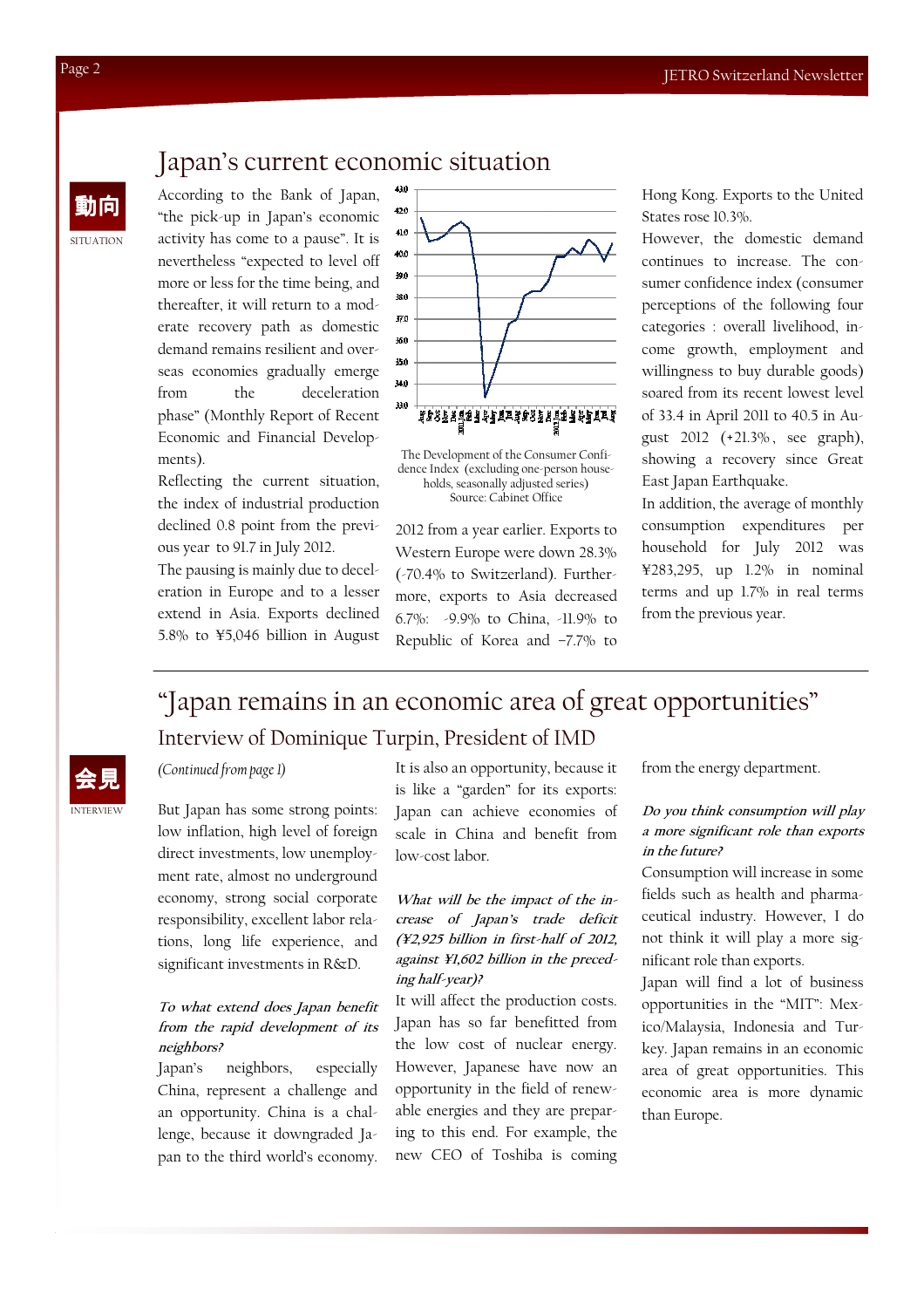# Japan's current economic situation

動向
SITUATION

According to the Bank of Japan, "the pick-up in Japan's economic activity has come to a pause". It is nevertheless "expected to level off more or less for the time being, and thereafter, it will return to a moderate recovery path as domestic demand remains resilient and overseas economies gradually emerge from the deceleration phase" (Monthly Report of Recent Economic and Financial Developments).

Reflecting the current situation, the index of industrial production declined 0.8 point from the previous year to 91.7 in July 2012.

The pausing is mainly due to deceleration in Europe and to a lesser extend in Asia. Exports declined 5.8% to ¥5,046 billion in August 2012 from a year earlier. Exports to Western Europe were down 28.3% (-70.4% to Switzerland). Furthermore, exports to Asia decreased 6.7%: -9.9% to China, -11.9% to Republic of Korea and −7.7% to Hong Kong. Exports to the United States rose 10.3%.

The Development of the Consumer Confidence Index (excluding one-person households, seasonally adjusted series)
Source: Cabinet Office

However, the domestic demand continues to increase. The consumer confidence index (consumer perceptions of the following four categories : overall livelihood, income growth, employment and willingness to buy durable goods) soared from its recent lowest level of 33.4 in April 2011 to 40.5 in August 2012 (+21.3%, see graph), showing a recovery since Great East Japan Earthquake.

In addition, the average of monthly consumption expenditures per household for July 2012 was ¥283,295, up 1.2% in nominal terms and up 1.7% in real terms from the previous year.

# "Japan remains in an economic area of great opportunities"

## Interview of Dominique Turpin, President of IMD

会見
INTERVIEW

*(Continued from page 1)*

But Japan has some strong points: low inflation, high level of foreign direct investments, low unemployment rate, almost no underground economy, strong social corporate responsibility, excellent labor relations, long life experience, and significant investments in R&D.

***To what extend does Japan benefit from the rapid development of its neighbors?***

Japan's neighbors, especially China, represent a challenge and an opportunity. China is a challenge, because it downgraded Japan to the third world's economy. It is also an opportunity, because it is like a "garden" for its exports: Japan can achieve economies of scale in China and benefit from low-cost labor.

***What will be the impact of the increase of Japan's trade deficit (¥2,925 billion in first-half of 2012, against ¥1,602 billion in the preceding half-year)?***

It will affect the production costs. Japan has so far benefitted from the low cost of nuclear energy. However, Japanese have now an opportunity in the field of renewable energies and they are preparing to this end. For example, the new CEO of Toshiba is coming from the energy department.

***Do you think consumption will play a more significant role than exports in the future?***

Consumption will increase in some fields such as health and pharmaceutical industry. However, I do not think it will play a more significant role than exports.

Japan will find a lot of business opportunities in the "MIT": Mexico/Malaysia, Indonesia and Turkey. Japan remains in an economic area of great opportunities. This economic area is more dynamic than Europe.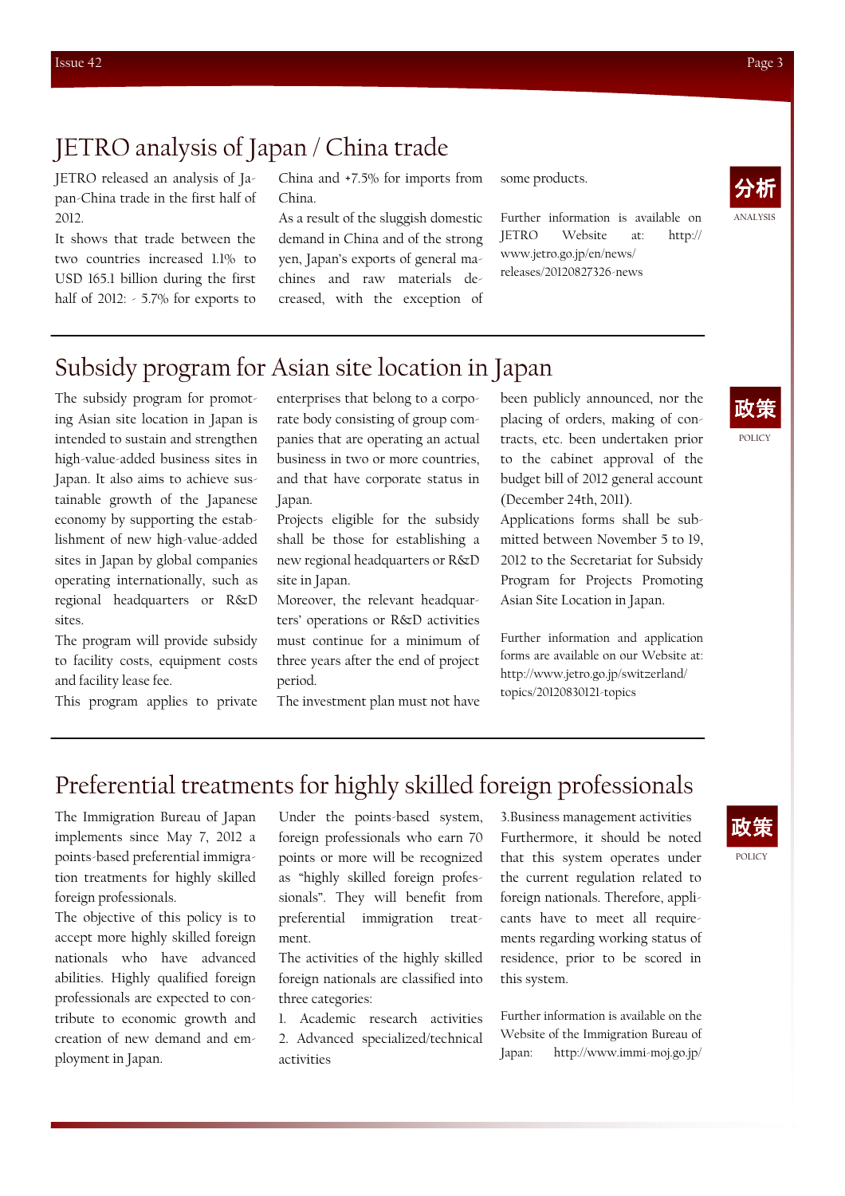## JETRO analysis of Japan / China trade

分析
ANALYSIS

JETRO released an analysis of Japan-China trade in the first half of 2012.

It shows that trade between the two countries increased 1.1% to USD 165.1 billion during the first half of 2012: - 5.7% for exports to China and +7.5% for imports from China.

As a result of the sluggish domestic demand in China and of the strong yen, Japan's exports of general machines and raw materials decreased, with the exception of some products.

Further information is available on JETRO Website at: http://www.jetro.go.jp/en/news/releases/20120827326-news

## Subsidy program for Asian site location in Japan

政策
POLICY

The subsidy program for promoting Asian site location in Japan is intended to sustain and strengthen high-value-added business sites in Japan. It also aims to achieve sustainable growth of the Japanese economy by supporting the establishment of new high-value-added sites in Japan by global companies operating internationally, such as regional headquarters or R&D sites.

The program will provide subsidy to facility costs, equipment costs and facility lease fee.

This program applies to private enterprises that belong to a corporate body consisting of group companies that are operating an actual business in two or more countries, and that have corporate status in Japan.

Projects eligible for the subsidy shall be those for establishing a new regional headquarters or R&D site in Japan.

Moreover, the relevant headquarters' operations or R&D activities must continue for a minimum of three years after the end of project period.

The investment plan must not have been publicly announced, nor the placing of orders, making of contracts, etc. been undertaken prior to the cabinet approval of the budget bill of 2012 general account (December 24th, 2011).

Applications forms shall be submitted between November 5 to 19, 2012 to the Secretariat for Subsidy Program for Projects Promoting Asian Site Location in Japan.

Further information and application forms are available on our Website at: http://www.jetro.go.jp/switzerland/topics/20120830121-topics

## Preferential treatments for highly skilled foreign professionals

政策
POLICY

The Immigration Bureau of Japan implements since May 7, 2012 a points-based preferential immigration treatments for highly skilled foreign professionals.

The objective of this policy is to accept more highly skilled foreign nationals who have advanced abilities. Highly qualified foreign professionals are expected to contribute to economic growth and creation of new demand and employment in Japan.

Under the points-based system, foreign professionals who earn 70 points or more will be recognized as "highly skilled foreign professionals". They will benefit from preferential immigration treatment.

The activities of the highly skilled foreign nationals are classified into three categories:

1. Academic research activities
2. Advanced specialized/technical activities
3. Business management activities

Furthermore, it should be noted that this system operates under the current regulation related to foreign nationals. Therefore, applicants have to meet all requirements regarding working status of residence, prior to be scored in this system.

Further information is available on the Website of the Immigration Bureau of Japan: http://www.immi-moj.go.jp/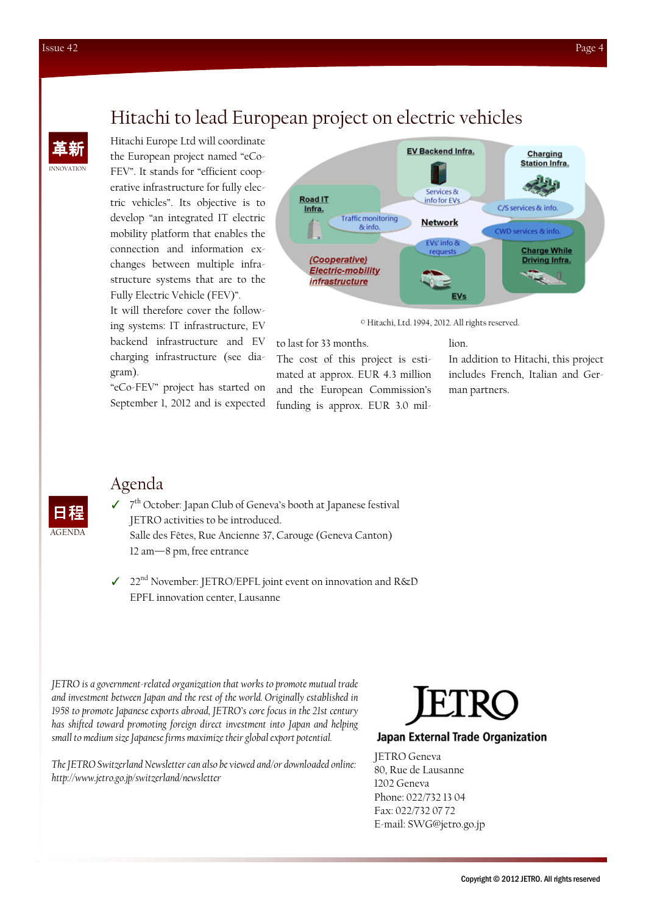# Hitachi to lead European project on electric vehicles

革新

INNOVATION

Hitachi Europe Ltd will coordinate the European project named "eCo-FEV". It stands for "efficient cooperative infrastructure for fully electric vehicles". Its objective is to develop "an integrated IT electric mobility platform that enables the connection and information exchanges between multiple infrastructure systems that are to the Fully Electric Vehicle (FEV)".

It will therefore cover the following systems: IT infrastructure, EV backend infrastructure and EV charging infrastructure (see diagram).

"eCo-FEV" project has started on September 1, 2012 and is expected to last for 33 months.

The cost of this project is estimated at approx. EUR 4.3 million and the European Commission's funding is approx. EUR 3.0 million.

In addition to Hitachi, this project includes French, Italian and German partners.

EV Backend Infra.
Charging Station Infra.
Road IT Infra.
Services & info for EVs
C/S services & info.
Traffic monitoring & info.
Network
CWD services & info.
EVs' info & requests
Charge While Driving Infra.
(Cooperative) Electric-mobility infrastructure
EVs

© Hitachi, Ltd. 1994, 2012. All rights reserved.

## Agenda

日程

AGENDA

- ✓ 7th October: Japan Club of Geneva's booth at Japanese festival
  JETRO activities to be introduced.
  Salle des Fêtes, Rue Ancienne 37, Carouge (Geneva Canton)
  12 am—8 pm, free entrance

- ✓ 22nd November: JETRO/EPFL joint event on innovation and R&D
  EPFL innovation center, Lausanne

*JETRO is a government-related organization that works to promote mutual trade and investment between Japan and the rest of the world. Originally established in 1958 to promote Japanese exports abroad, JETRO's core focus in the 21st century has shifted toward promoting foreign direct investment into Japan and helping small to medium size Japanese firms maximize their global export potential.*

*The JETRO Switzerland Newsletter can also be viewed and/or downloaded online: http://www.jetro.go.jp/switzerland/newsletter*

JETRO

**Japan External Trade Organization**

JETRO Geneva
80, Rue de Lausanne
1202 Geneva
Phone: 022/732 13 04
Fax: 022/732 07 72
E-mail: SWG@jetro.go.jp

Copyright © 2012 JETRO. All rights reserved